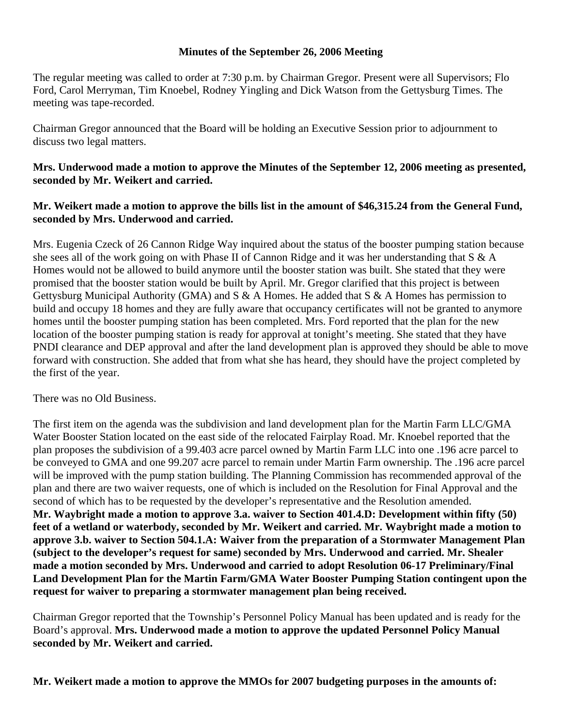**Minutes of the September 26, 2006 Meeting**

The regular meeting was called to order at 7:30 p.m. by Chairman Gregor. Present were all Supervisors; Flo Ford, Carol Merryman, Tim Knoebel, Rodney Yingling and Dick Watson from the Gettysburg Times. The meeting was tape-recorded.

Chairman Gregor announced that the Board will be holding an Executive Session prior to adjournment to discuss two legal matters.

**Mrs. Underwood made a motion to approve the Minutes of the September 12, 2006 meeting as presented, seconded by Mr. Weikert and carried.**

**Mr. Weikert made a motion to approve the bills list in the amount of $46,315.24 from the General Fund, seconded by Mrs. Underwood and carried.**

Mrs. Eugenia Czeck of 26 Cannon Ridge Way inquired about the status of the booster pumping station because she sees all of the work going on with Phase II of Cannon Ridge and it was her understanding that S & A Homes would not be allowed to build anymore until the booster station was built. She stated that they were promised that the booster station would be built by April. Mr. Gregor clarified that this project is between Gettysburg Municipal Authority (GMA) and S & A Homes. He added that S & A Homes has permission to build and occupy 18 homes and they are fully aware that occupancy certificates will not be granted to anymore homes until the booster pumping station has been completed. Mrs. Ford reported that the plan for the new location of the booster pumping station is ready for approval at tonight's meeting. She stated that they have PNDI clearance and DEP approval and after the land development plan is approved they should be able to move forward with construction. She added that from what she has heard, they should have the project completed by the first of the year.

There was no Old Business.

The first item on the agenda was the subdivision and land development plan for the Martin Farm LLC/GMA Water Booster Station located on the east side of the relocated Fairplay Road. Mr. Knoebel reported that the plan proposes the subdivision of a 99.403 acre parcel owned by Martin Farm LLC into one .196 acre parcel to be conveyed to GMA and one 99.207 acre parcel to remain under Martin Farm ownership. The .196 acre parcel will be improved with the pump station building. The Planning Commission has recommended approval of the plan and there are two waiver requests, one of which is included on the Resolution for Final Approval and the second of which has to be requested by the developer's representative and the Resolution amended. **Mr. Waybright made a motion to approve 3.a. waiver to Section 401.4.D: Development within fifty (50) feet of a wetland or waterbody, seconded by Mr. Weikert and carried. Mr. Waybright made a motion to approve 3.b. waiver to Section 504.1.A: Waiver from the preparation of a Stormwater Management Plan (subject to the developer's request for same) seconded by Mrs. Underwood and carried. Mr. Shealer made a motion seconded by Mrs. Underwood and carried to adopt Resolution 06-17 Preliminary/Final Land Development Plan for the Martin Farm/GMA Water Booster Pumping Station contingent upon the request for waiver to preparing a stormwater management plan being received.**

Chairman Gregor reported that the Township's Personnel Policy Manual has been updated and is ready for the Board's approval. **Mrs. Underwood made a motion to approve the updated Personnel Policy Manual seconded by Mr. Weikert and carried.**

**Mr. Weikert made a motion to approve the MMOs for 2007 budgeting purposes in the amounts of:**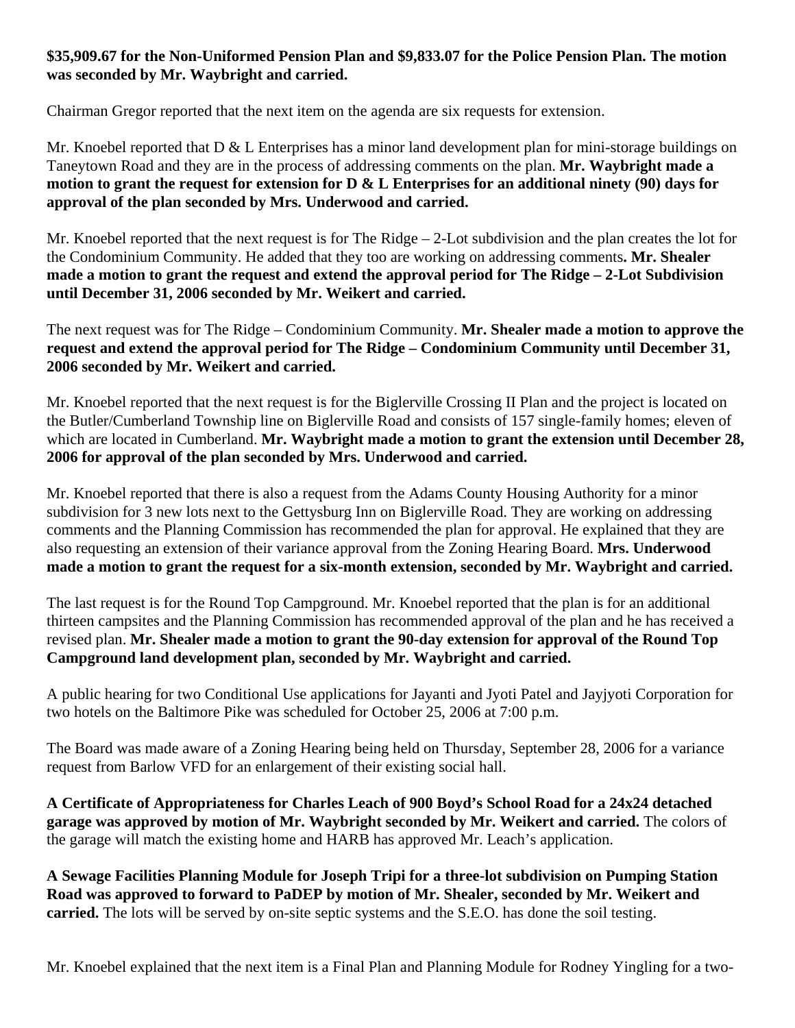**$35,909.67 for the Non-Uniformed Pension Plan and $9,833.07 for the Police Pension Plan. The motion was seconded by Mr. Waybright and carried.**

Chairman Gregor reported that the next item on the agenda are six requests for extension.

Mr. Knoebel reported that D & L Enterprises has a minor land development plan for mini-storage buildings on Taneytown Road and they are in the process of addressing comments on the plan. **Mr. Waybright made a motion to grant the request for extension for D & L Enterprises for an additional ninety (90) days for approval of the plan seconded by Mrs. Underwood and carried.**

Mr. Knoebel reported that the next request is for The Ridge – 2-Lot subdivision and the plan creates the lot for the Condominium Community. He added that they too are working on addressing comments**. Mr. Shealer made a motion to grant the request and extend the approval period for The Ridge – 2-Lot Subdivision until December 31, 2006 seconded by Mr. Weikert and carried.**

The next request was for The Ridge – Condominium Community. **Mr. Shealer made a motion to approve the request and extend the approval period for The Ridge – Condominium Community until December 31, 2006 seconded by Mr. Weikert and carried.**

Mr. Knoebel reported that the next request is for the Biglerville Crossing II Plan and the project is located on the Butler/Cumberland Township line on Biglerville Road and consists of 157 single-family homes; eleven of which are located in Cumberland. **Mr. Waybright made a motion to grant the extension until December 28, 2006 for approval of the plan seconded by Mrs. Underwood and carried.**

Mr. Knoebel reported that there is also a request from the Adams County Housing Authority for a minor subdivision for 3 new lots next to the Gettysburg Inn on Biglerville Road. They are working on addressing comments and the Planning Commission has recommended the plan for approval. He explained that they are also requesting an extension of their variance approval from the Zoning Hearing Board. **Mrs. Underwood made a motion to grant the request for a six-month extension, seconded by Mr. Waybright and carried.**

The last request is for the Round Top Campground. Mr. Knoebel reported that the plan is for an additional thirteen campsites and the Planning Commission has recommended approval of the plan and he has received a revised plan. **Mr. Shealer made a motion to grant the 90-day extension for approval of the Round Top Campground land development plan, seconded by Mr. Waybright and carried.**

A public hearing for two Conditional Use applications for Jayanti and Jyoti Patel and Jayjyoti Corporation for two hotels on the Baltimore Pike was scheduled for October 25, 2006 at 7:00 p.m.

The Board was made aware of a Zoning Hearing being held on Thursday, September 28, 2006 for a variance request from Barlow VFD for an enlargement of their existing social hall.

**A Certificate of Appropriateness for Charles Leach of 900 Boyd's School Road for a 24x24 detached garage was approved by motion of Mr. Waybright seconded by Mr. Weikert and carried.** The colors of the garage will match the existing home and HARB has approved Mr. Leach's application.

**A Sewage Facilities Planning Module for Joseph Tripi for a three-lot subdivision on Pumping Station Road was approved to forward to PaDEP by motion of Mr. Shealer, seconded by Mr. Weikert and carried.** The lots will be served by on-site septic systems and the S.E.O. has done the soil testing.

Mr. Knoebel explained that the next item is a Final Plan and Planning Module for Rodney Yingling for a two-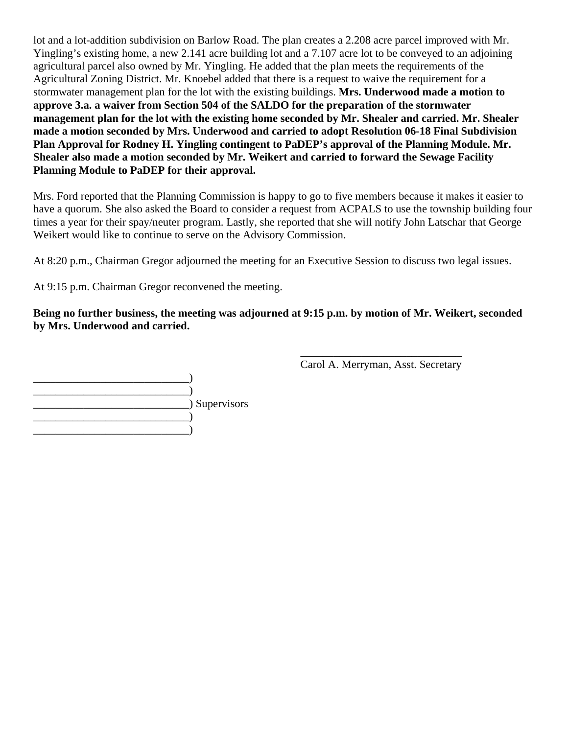lot and a lot-addition subdivision on Barlow Road. The plan creates a 2.208 acre parcel improved with Mr. Yingling's existing home, a new 2.141 acre building lot and a 7.107 acre lot to be conveyed to an adjoining agricultural parcel also owned by Mr. Yingling. He added that the plan meets the requirements of the Agricultural Zoning District. Mr. Knoebel added that there is a request to waive the requirement for a stormwater management plan for the lot with the existing buildings. **Mrs. Underwood made a motion to approve 3.a. a waiver from Section 504 of the SALDO for the preparation of the stormwater management plan for the lot with the existing home seconded by Mr. Shealer and carried. Mr. Shealer made a motion seconded by Mrs. Underwood and carried to adopt Resolution 06-18 Final Subdivision Plan Approval for Rodney H. Yingling contingent to PaDEP's approval of the Planning Module. Mr. Shealer also made a motion seconded by Mr. Weikert and carried to forward the Sewage Facility Planning Module to PaDEP for their approval.**

Mrs. Ford reported that the Planning Commission is happy to go to five members because it makes it easier to have a quorum. She also asked the Board to consider a request from ACPALS to use the township building four times a year for their spay/neuter program. Lastly, she reported that she will notify John Latschar that George Weikert would like to continue to serve on the Advisory Commission.

At 8:20 p.m., Chairman Gregor adjourned the meeting for an Executive Session to discuss two legal issues.

At 9:15 p.m. Chairman Gregor reconvened the meeting.

**Being no further business, the meeting was adjourned at 9:15 p.m. by motion of Mr. Weikert, seconded by Mrs. Underwood and carried.**

\_\_\_\_\_\_\_\_\_\_\_\_\_\_\_\_\_\_\_\_\_\_\_\_\_\_\_\_\_\_
Carol A. Merryman, Asst. Secretary

\_\_\_\_\_\_\_\_\_\_\_\_\_\_\_\_\_\_\_\_\_\_\_\_\_\_\_\_)
\_\_\_\_\_\_\_\_\_\_\_\_\_\_\_\_\_\_\_\_\_\_\_\_\_\_\_\_)
\_\_\_\_\_\_\_\_\_\_\_\_\_\_\_\_\_\_\_\_\_\_\_\_\_\_\_\_) Supervisors
\_\_\_\_\_\_\_\_\_\_\_\_\_\_\_\_\_\_\_\_\_\_\_\_\_\_\_\_)
\_\_\_\_\_\_\_\_\_\_\_\_\_\_\_\_\_\_\_\_\_\_\_\_\_\_\_\_)